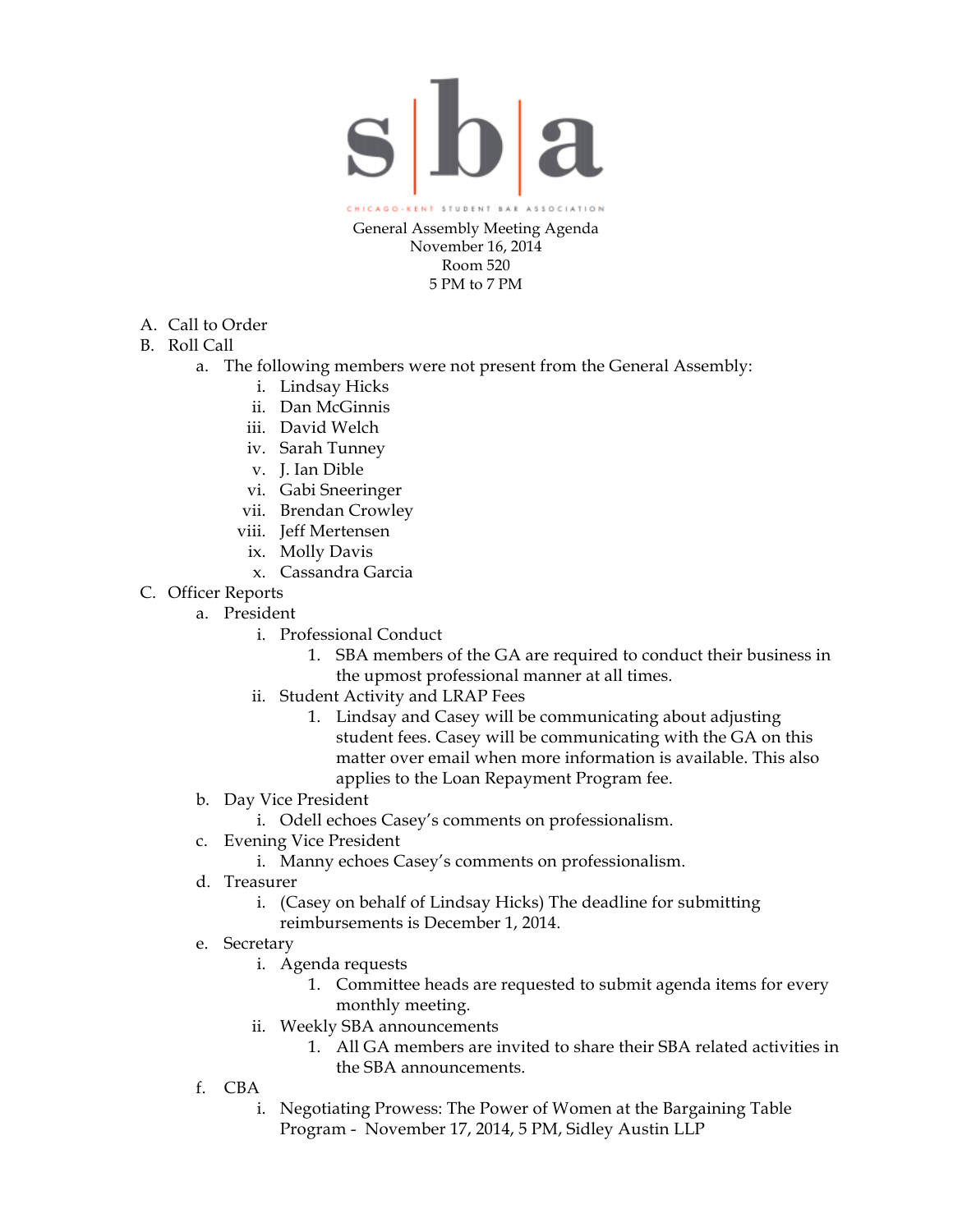# sba

CHICAGO-KENT STUDENT BAR ASSOCIATION

General Assembly Meeting Agenda
November 16, 2014
Room 520
5 PM to 7 PM

A. Call to Order
B. Roll Call
   a. The following members were not present from the General Assembly:
      i. Lindsay Hicks
      ii. Dan McGinnis
      iii. David Welch
      iv. Sarah Tunney
      v. J. Ian Dible
      vi. Gabi Sneeringer
      vii. Brendan Crowley
      viii. Jeff Mertensen
      ix. Molly Davis
      x. Cassandra Garcia
C. Officer Reports
   a. President
      i. Professional Conduct
         1. SBA members of the GA are required to conduct their business in the upmost professional manner at all times.
      ii. Student Activity and LRAP Fees
         1. Lindsay and Casey will be communicating about adjusting student fees. Casey will be communicating with the GA on this matter over email when more information is available. This also applies to the Loan Repayment Program fee.
   b. Day Vice President
      i. Odell echoes Casey's comments on professionalism.
   c. Evening Vice President
      i. Manny echoes Casey's comments on professionalism.
   d. Treasurer
      i. (Casey on behalf of Lindsay Hicks) The deadline for submitting reimbursements is December 1, 2014.
   e. Secretary
      i. Agenda requests
         1. Committee heads are requested to submit agenda items for every monthly meeting.
      ii. Weekly SBA announcements
         1. All GA members are invited to share their SBA related activities in the SBA announcements.
   f. CBA
      i. Negotiating Prowess: The Power of Women at the Bargaining Table Program - November 17, 2014, 5 PM, Sidley Austin LLP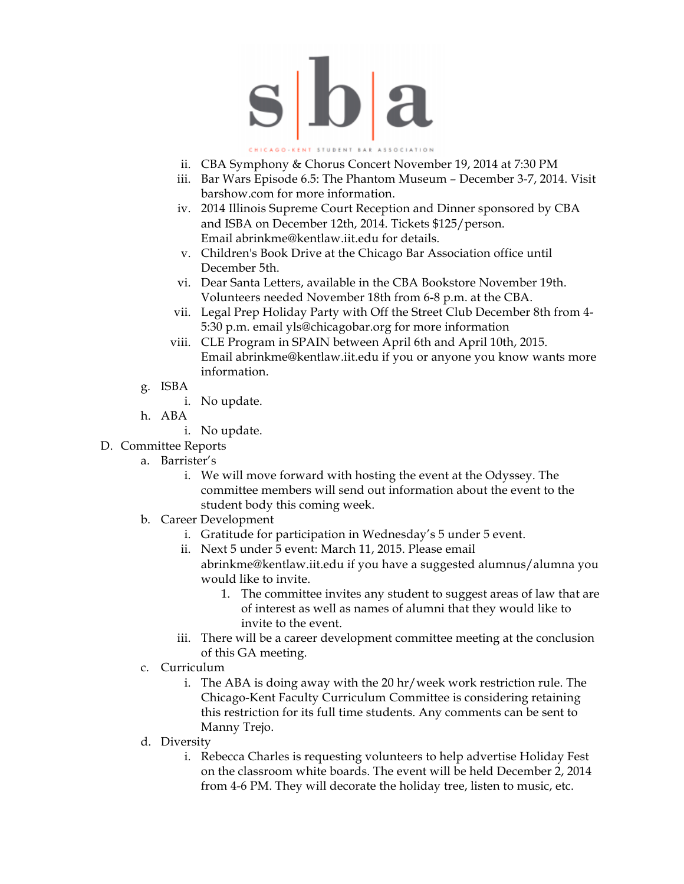ii. CBA Symphony & Chorus Concert November 19, 2014 at 7:30 PM
iii. Bar Wars Episode 6.5: The Phantom Museum – December 3-7, 2014. Visit barshow.com for more information.
iv. 2014 Illinois Supreme Court Reception and Dinner sponsored by CBA and ISBA on December 12th, 2014. Tickets $125/person. Email abrinkme@kentlaw.iit.edu for details.
v. Children's Book Drive at the Chicago Bar Association office until December 5th.
vi. Dear Santa Letters, available in the CBA Bookstore November 19th. Volunteers needed November 18th from 6-8 p.m. at the CBA.
vii. Legal Prep Holiday Party with Off the Street Club December 8th from 4-5:30 p.m. email yls@chicagobar.org for more information
viii. CLE Program in SPAIN between April 6th and April 10th, 2015. Email abrinkme@kentlaw.iit.edu if you or anyone you know wants more information.

g. ISBA
   i. No update.

h. ABA
   i. No update.

D. Committee Reports

a. Barrister's
   i. We will move forward with hosting the event at the Odyssey. The committee members will send out information about the event to the student body this coming week.

b. Career Development
   i. Gratitude for participation in Wednesday's 5 under 5 event.
   ii. Next 5 under 5 event: March 11, 2015. Please email abrinkme@kentlaw.iit.edu if you have a suggested alumnus/alumna you would like to invite.
      1. The committee invites any student to suggest areas of law that are of interest as well as names of alumni that they would like to invite to the event.
   iii. There will be a career development committee meeting at the conclusion of this GA meeting.

c. Curriculum
   i. The ABA is doing away with the 20 hr/week work restriction rule. The Chicago-Kent Faculty Curriculum Committee is considering retaining this restriction for its full time students. Any comments can be sent to Manny Trejo.

d. Diversity
   i. Rebecca Charles is requesting volunteers to help advertise Holiday Fest on the classroom white boards. The event will be held December 2, 2014 from 4-6 PM. They will decorate the holiday tree, listen to music, etc.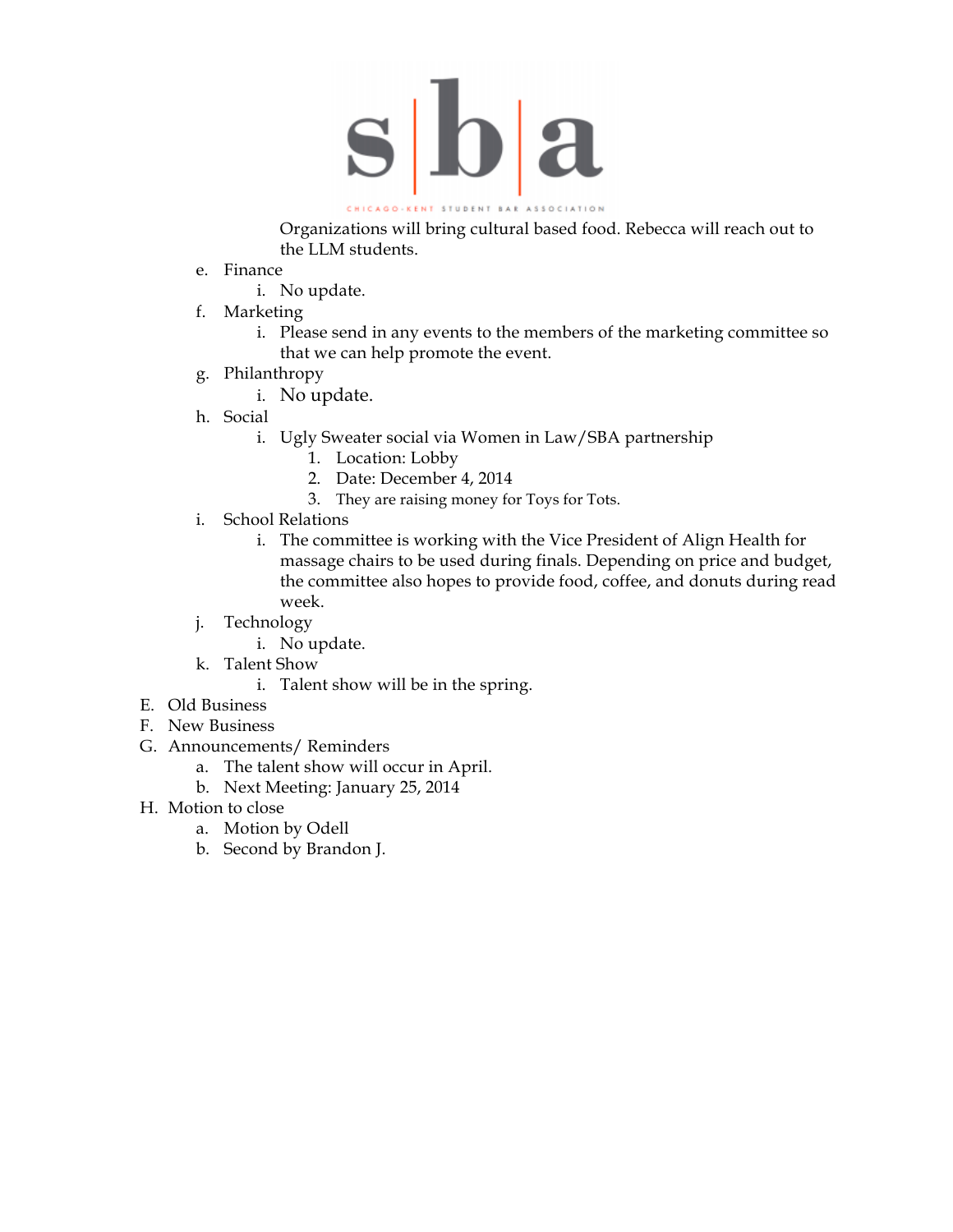Organizations will bring cultural based food. Rebecca will reach out to the LLM students.

e. Finance
   i. No update.
f. Marketing
   i. Please send in any events to the members of the marketing committee so that we can help promote the event.
g. Philanthropy
   i. No update.
h. Social
   i. Ugly Sweater social via Women in Law/SBA partnership
      1. Location: Lobby
      2. Date: December 4, 2014
      3. They are raising money for Toys for Tots.
i. School Relations
   i. The committee is working with the Vice President of Align Health for massage chairs to be used during finals. Depending on price and budget, the committee also hopes to provide food, coffee, and donuts during read week.
j. Technology
   i. No update.
k. Talent Show
   i. Talent show will be in the spring.

E. Old Business

F. New Business

G. Announcements/ Reminders
   a. The talent show will occur in April.
   b. Next Meeting: January 25, 2014

H. Motion to close
   a. Motion by Odell
   b. Second by Brandon J.